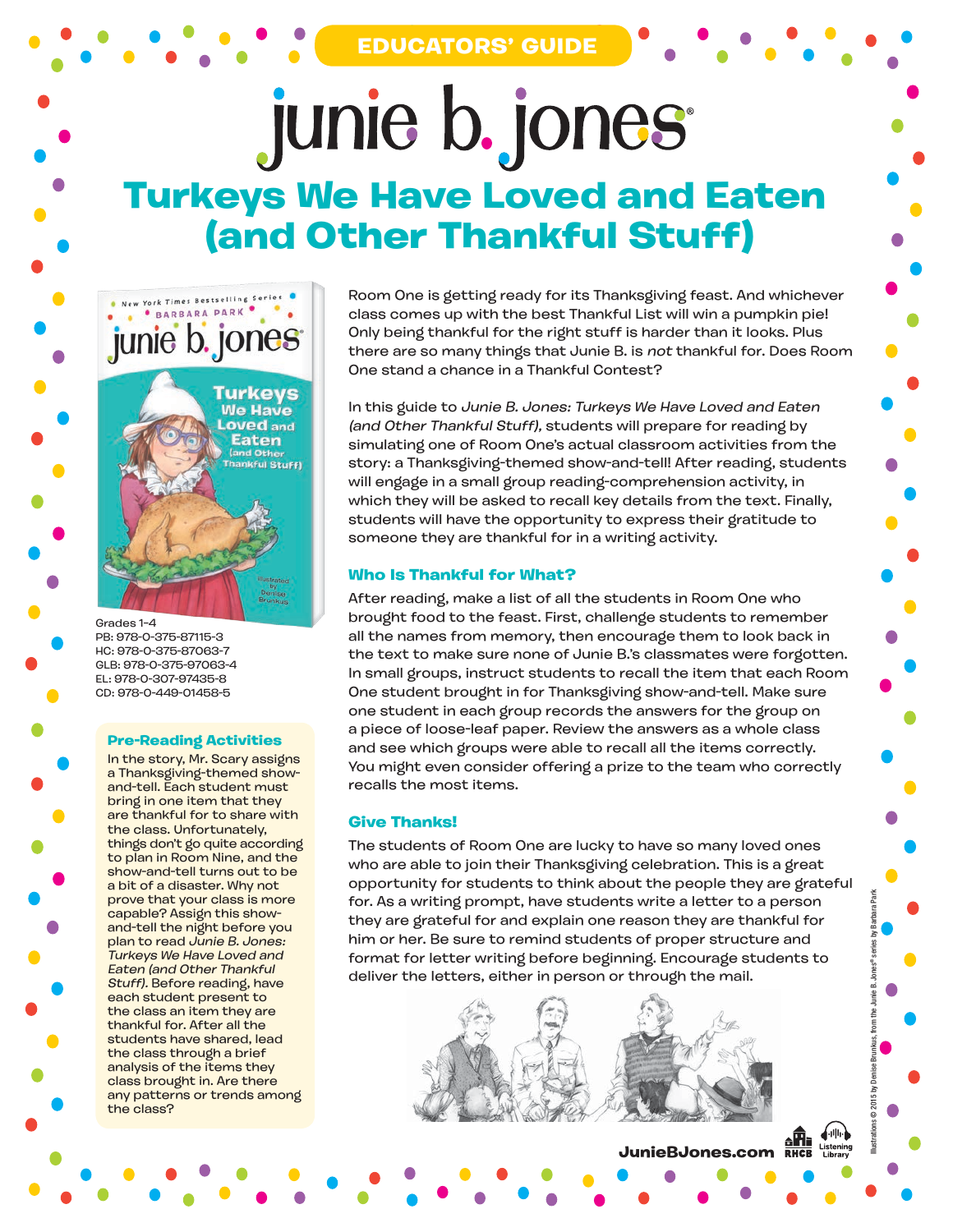EDUCATORS' GUIDE

# junie b. jones®

## Turkeys We Have Loved and Eaten (and Other Thankful Stuff)

Grades 1-4
PB: 978-0-375-87115-3
HC: 978-0-375-87063-7
GLB: 978-0-375-97063-4
EL: 978-0-307-97435-8
CD: 978-0-449-01458-5

Room One is getting ready for its Thanksgiving feast. And whichever class comes up with the best Thankful List will win a pumpkin pie! Only being thankful for the right stuff is harder than it looks. Plus there are so many things that Junie B. is *not* thankful for. Does Room One stand a chance in a Thankful Contest?

In this guide to *Junie B. Jones: Turkeys We Have Loved and Eaten (and Other Thankful Stuff),* students will prepare for reading by simulating one of Room One's actual classroom activities from the story: a Thanksgiving-themed show-and-tell! After reading, students will engage in a small group reading-comprehension activity, in which they will be asked to recall key details from the text. Finally, students will have the opportunity to express their gratitude to someone they are thankful for in a writing activity.

### Pre-Reading Activities

In the story, Mr. Scary assigns a Thanksgiving-themed show-and-tell. Each student must bring in one item that they are thankful for to share with the class. Unfortunately, things don't go quite according to plan in Room Nine, and the show-and-tell turns out to be a bit of a disaster. Why not prove that your class is more capable? Assign this show-and-tell the night before you plan to read *Junie B. Jones: Turkeys We Have Loved and Eaten (and Other Thankful Stuff).* Before reading, have each student present to the class an item they are thankful for. After all the students have shared, lead the class through a brief analysis of the items they class brought in. Are there any patterns or trends among the class?

### Who Is Thankful for What?

After reading, make a list of all the students in Room One who brought food to the feast. First, challenge students to remember all the names from memory, then encourage them to look back in the text to make sure none of Junie B.'s classmates were forgotten. In small groups, instruct students to recall the item that each Room One student brought in for Thanksgiving show-and-tell. Make sure one student in each group records the answers for the group on a piece of loose-leaf paper. Review the answers as a whole class and see which groups were able to recall all the items correctly. You might even consider offering a prize to the team who correctly recalls the most items.

### Give Thanks!

The students of Room One are lucky to have so many loved ones who are able to join their Thanksgiving celebration. This is a great opportunity for students to think about the people they are grateful for. As a writing prompt, have students write a letter to a person they are grateful for and explain one reason they are thankful for him or her. Be sure to remind students of proper structure and format for letter writing before beginning. Encourage students to deliver the letters, either in person or through the mail.

JunieBJones.com

Illustrations © 2015 by Denise Brunkus, from the Junie B. Jones® series by Barbara Park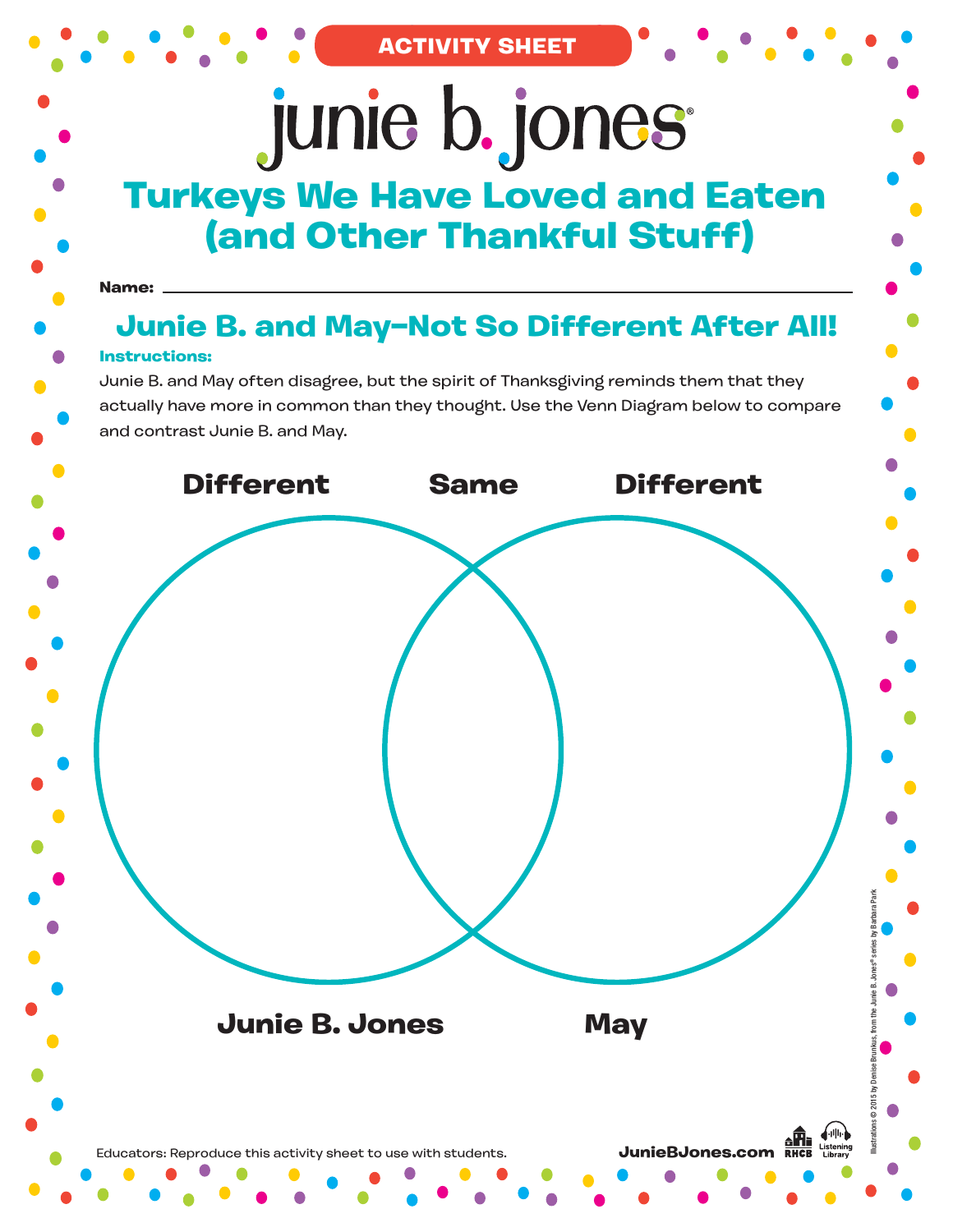ACTIVITY SHEET

# junie b. jones®

## Turkeys We Have Loved and Eaten (and Other Thankful Stuff)

**Name:** ________________________________________

## Junie B. and May–Not So Different After All!

**Instructions:**

Junie B. and May often disagree, but the spirit of Thanksgiving reminds them that they actually have more in common than they thought. Use the Venn Diagram below to compare and contrast Junie B. and May.

**Different** **Same** **Different**

**Junie B. Jones** **May**

Educators: Reproduce this activity sheet to use with students.

JunieBJones.com

Illustrations © 2015 by Denise Brunkus, from the Junie B. Jones® series by Barbara Park